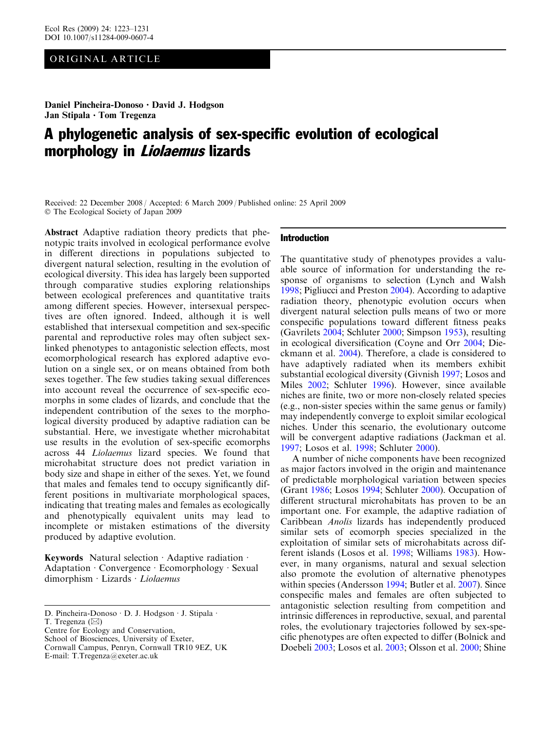ORIGINAL ARTICLE

**Daniel Pincheira-Donoso · David J. Hodgson · Jan Stipala · Tom Tregenza**

# A phylogenetic analysis of sex-specific evolution of ecological morphology in *Liolaemus* lizards

Received: 22 December 2008 / Accepted: 6 March 2009 / Published online: 25 April 2009
© The Ecological Society of Japan 2009

**Abstract** Adaptive radiation theory predicts that phenotypic traits involved in ecological performance evolve in different directions in populations subjected to divergent natural selection, resulting in the evolution of ecological diversity. This idea has largely been supported through comparative studies exploring relationships between ecological preferences and quantitative traits among different species. However, intersexual perspectives are often ignored. Indeed, although it is well established that intersexual competition and sex-specific parental and reproductive roles may often subject sex-linked phenotypes to antagonistic selection effects, most ecomorphological research has explored adaptive evolution on a single sex, or on means obtained from both sexes together. The few studies taking sexual differences into account reveal the occurrence of sex-specific ecomorphs in some clades of lizards, and conclude that the independent contribution of the sexes to the morphological diversity produced by adaptive radiation can be substantial. Here, we investigate whether microhabitat use results in the evolution of sex-specific ecomorphs across 44 *Liolaemus* lizard species. We found that microhabitat structure does not predict variation in body size and shape in either of the sexes. Yet, we found that males and females tend to occupy significantly different positions in multivariate morphological spaces, indicating that treating males and females as ecologically and phenotypically equivalent units may lead to incomplete or mistaken estimations of the diversity produced by adaptive evolution.

**Keywords** Natural selection · Adaptive radiation · Adaptation · Convergence · Ecomorphology · Sexual dimorphism · Lizards · *Liolaemus*

D. Pincheira-Donoso · D. J. Hodgson · J. Stipala · T. Tregenza (✉)
Centre for Ecology and Conservation,
School of Biosciences, University of Exeter,
Cornwall Campus, Penryn, Cornwall TR10 9EZ, UK
E-mail: T.Tregenza@exeter.ac.uk

## Introduction

The quantitative study of phenotypes provides a valuable source of information for understanding the response of organisms to selection (Lynch and Walsh 1998; Pigliucci and Preston 2004). According to adaptive radiation theory, phenotypic evolution occurs when divergent natural selection pulls means of two or more conspecific populations toward different fitness peaks (Gavrilets 2004; Schluter 2000; Simpson 1953), resulting in ecological diversification (Coyne and Orr 2004; Dieckmann et al. 2004). Therefore, a clade is considered to have adaptively radiated when its members exhibit substantial ecological diversity (Givnish 1997; Losos and Miles 2002; Schluter 1996). However, since available niches are finite, two or more non-closely related species (e.g., non-sister species within the same genus or family) may independently converge to exploit similar ecological niches. Under this scenario, the evolutionary outcome will be convergent adaptive radiations (Jackman et al. 1997; Losos et al. 1998; Schluter 2000).

A number of niche components have been recognized as major factors involved in the origin and maintenance of predictable morphological variation between species (Grant 1986; Losos 1994; Schluter 2000). Occupation of different structural microhabitats has proven to be an important one. For example, the adaptive radiation of Caribbean *Anolis* lizards has independently produced similar sets of ecomorph species specialized in the exploitation of similar sets of microhabitats across different islands (Losos et al. 1998; Williams 1983). However, in many organisms, natural and sexual selection also promote the evolution of alternative phenotypes within species (Andersson 1994; Butler et al. 2007). Since conspecific males and females are often subjected to antagonistic selection resulting from competition and intrinsic differences in reproductive, sexual, and parental roles, the evolutionary trajectories followed by sex-specific phenotypes are often expected to differ (Bolnick and Doebeli 2003; Losos et al. 2003; Olsson et al. 2000; Shine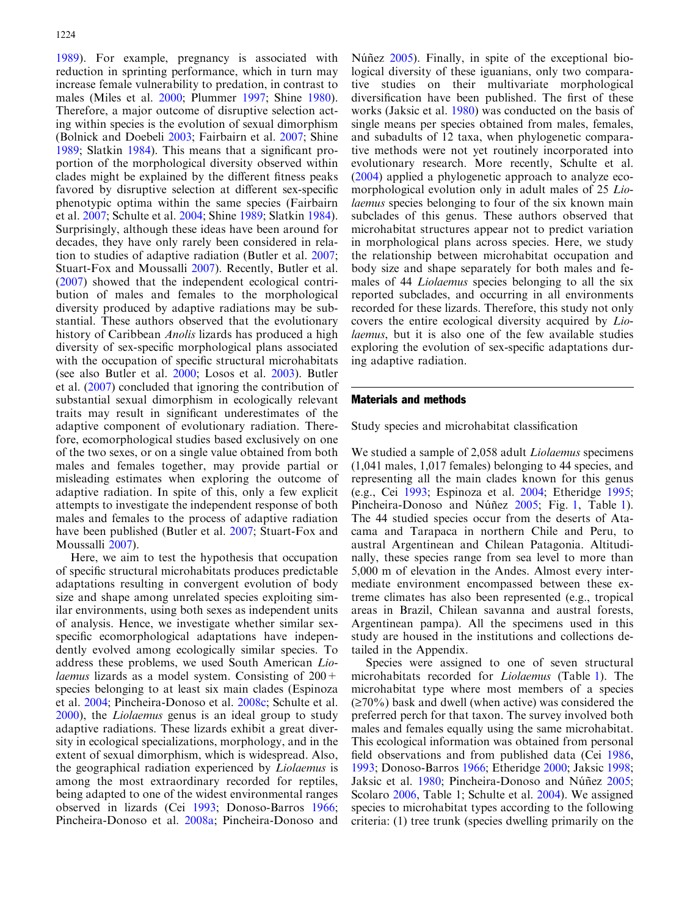1989). For example, pregnancy is associated with reduction in sprinting performance, which in turn may increase female vulnerability to predation, in contrast to males (Miles et al. 2000; Plummer 1997; Shine 1980). Therefore, a major outcome of disruptive selection acting within species is the evolution of sexual dimorphism (Bolnick and Doebeli 2003; Fairbairn et al. 2007; Shine 1989; Slatkin 1984). This means that a significant proportion of the morphological diversity observed within clades might be explained by the different fitness peaks favored by disruptive selection at different sex-specific phenotypic optima within the same species (Fairbairn et al. 2007; Schulte et al. 2004; Shine 1989; Slatkin 1984). Surprisingly, although these ideas have been around for decades, they have only rarely been considered in relation to studies of adaptive radiation (Butler et al. 2007; Stuart-Fox and Moussalli 2007). Recently, Butler et al. (2007) showed that the independent ecological contribution of males and females to the morphological diversity produced by adaptive radiations may be substantial. These authors observed that the evolutionary history of Caribbean *Anolis* lizards has produced a high diversity of sex-specific morphological plans associated with the occupation of specific structural microhabitats (see also Butler et al. 2000; Losos et al. 2003). Butler et al. (2007) concluded that ignoring the contribution of substantial sexual dimorphism in ecologically relevant traits may result in significant underestimates of the adaptive component of evolutionary radiation. Therefore, ecomorphological studies based exclusively on one of the two sexes, or on a single value obtained from both males and females together, may provide partial or misleading estimates when exploring the outcome of adaptive radiation. In spite of this, only a few explicit attempts to investigate the independent response of both males and females to the process of adaptive radiation have been published (Butler et al. 2007; Stuart-Fox and Moussalli 2007).

Here, we aim to test the hypothesis that occupation of specific structural microhabitats produces predictable adaptations resulting in convergent evolution of body size and shape among unrelated species exploiting similar environments, using both sexes as independent units of analysis. Hence, we investigate whether similar sex-specific ecomorphological adaptations have independently evolved among ecologically similar species. To address these problems, we used South American *Liolaemus* lizards as a model system. Consisting of 200+ species belonging to at least six main clades (Espinoza et al. 2004; Pincheira-Donoso et al. 2008c; Schulte et al. 2000), the *Liolaemus* genus is an ideal group to study adaptive radiations. These lizards exhibit a great diversity in ecological specializations, morphology, and in the extent of sexual dimorphism, which is widespread. Also, the geographical radiation experienced by *Liolaemus* is among the most extraordinary recorded for reptiles, being adapted to one of the widest environmental ranges observed in lizards (Cei 1993; Donoso-Barros 1966; Pincheira-Donoso et al. 2008a; Pincheira-Donoso and Núñez 2005). Finally, in spite of the exceptional biological diversity of these iguanians, only two comparative studies on their multivariate morphological diversification have been published. The first of these works (Jaksic et al. 1980) was conducted on the basis of single means per species obtained from males, females, and subadults of 12 taxa, when phylogenetic comparative methods were not yet routinely incorporated into evolutionary research. More recently, Schulte et al. (2004) applied a phylogenetic approach to analyze ecomorphological evolution only in adult males of 25 *Liolaemus* species belonging to four of the six known main subclades of this genus. These authors observed that microhabitat structures appear not to predict variation in morphological plans across species. Here, we study the relationship between microhabitat occupation and body size and shape separately for both males and females of 44 *Liolaemus* species belonging to all the six reported subclades, and occurring in all environments recorded for these lizards. Therefore, this study not only covers the entire ecological diversity acquired by *Liolaemus*, but it is also one of the few available studies exploring the evolution of sex-specific adaptations during adaptive radiation.

## Materials and methods

### Study species and microhabitat classification

We studied a sample of 2,058 adult *Liolaemus* specimens (1,041 males, 1,017 females) belonging to 44 species, and representing all the main clades known for this genus (e.g., Cei 1993; Espinoza et al. 2004; Etheridge 1995; Pincheira-Donoso and Núñez 2005; Fig. 1, Table 1). The 44 studied species occur from the deserts of Atacama and Tarapaca in northern Chile and Peru, to austral Argentinean and Chilean Patagonia. Altitudinally, these species range from sea level to more than 5,000 m of elevation in the Andes. Almost every intermediate environment encompassed between these extreme climates has also been represented (e.g., tropical areas in Brazil, Chilean savanna and austral forests, Argentinean pampa). All the specimens used in this study are housed in the institutions and collections detailed in the Appendix.

Species were assigned to one of seven structural microhabitats recorded for *Liolaemus* (Table 1). The microhabitat type where most members of a species (≥70%) bask and dwell (when active) was considered the preferred perch for that taxon. The survey involved both males and females equally using the same microhabitat. This ecological information was obtained from personal field observations and from published data (Cei 1986, 1993; Donoso-Barros 1966; Etheridge 2000; Jaksic 1998; Jaksic et al. 1980; Pincheira-Donoso and Núñez 2005; Scolaro 2006, Table 1; Schulte et al. 2004). We assigned species to microhabitat types according to the following criteria: (1) tree trunk (species dwelling primarily on the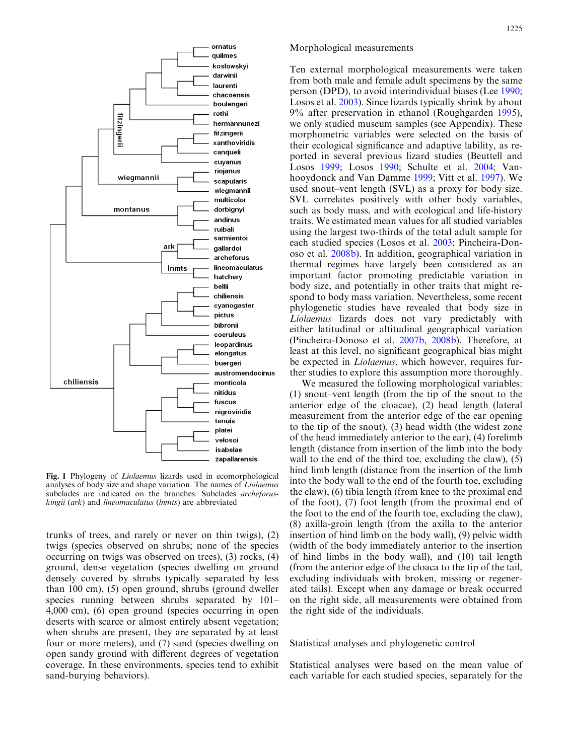Fig. 1 Phylogeny of *Liolaemus* lizards used in ecomorphological analyses of body size and shape variation. The names of *Liolaemus* subclades are indicated on the branches. Subclades *archeforus-kingii* (*ark*) and *lineomaculatus* (*lnmts*) are abbreviated

trunks of trees, and rarely or never on thin twigs), (2) twigs (species observed on shrubs; none of the species occurring on twigs was observed on trees), (3) rocks, (4) ground, dense vegetation (species dwelling on ground densely covered by shrubs typically separated by less than 100 cm), (5) open ground, shrubs (ground dweller species running between shrubs separated by 101–4,000 cm), (6) open ground (species occurring in open deserts with scarce or almost entirely absent vegetation; when shrubs are present, they are separated by at least four or more meters), and (7) sand (species dwelling on open sandy ground with different degrees of vegetation coverage. In these environments, species tend to exhibit sand-burying behaviors).

## Morphological measurements

Ten external morphological measurements were taken from both male and female adult specimens by the same person (DPD), to avoid interindividual biases (Lee 1990; Losos et al. 2003). Since lizards typically shrink by about 9% after preservation in ethanol (Roughgarden 1995), we only studied museum samples (see Appendix). These morphometric variables were selected on the basis of their ecological significance and adaptive lability, as reported in several previous lizard studies (Beuttell and Losos 1999; Losos 1990; Schulte et al. 2004; Vanhooydonck and Van Damme 1999; Vitt et al. 1997). We used snout–vent length (SVL) as a proxy for body size. SVL correlates positively with other body variables, such as body mass, and with ecological and life-history traits. We estimated mean values for all studied variables using the largest two-thirds of the total adult sample for each studied species (Losos et al. 2003; Pincheira-Donoso et al. 2008b). In addition, geographical variation in thermal regimes have largely been considered as an important factor promoting predictable variation in body size, and potentially in other traits that might respond to body mass variation. Nevertheless, some recent phylogenetic studies have revealed that body size in *Liolaemus* lizards does not vary predictably with either latitudinal or altitudinal geographical variation (Pincheira-Donoso et al. 2007b, 2008b). Therefore, at least at this level, no significant geographical bias might be expected in *Liolaemus*, which however, requires further studies to explore this assumption more thoroughly.

We measured the following morphological variables: (1) snout–vent length (from the tip of the snout to the anterior edge of the cloacae), (2) head length (lateral measurement from the anterior edge of the ear opening to the tip of the snout), (3) head width (the widest zone of the head immediately anterior to the ear), (4) forelimb length (distance from insertion of the limb into the body wall to the end of the third toe, excluding the claw), (5) hind limb length (distance from the insertion of the limb into the body wall to the end of the fourth toe, excluding the claw), (6) tibia length (from knee to the proximal end of the foot), (7) foot length (from the proximal end of the foot to the end of the fourth toe, excluding the claw), (8) axilla-groin length (from the axilla to the anterior insertion of hind limb on the body wall), (9) pelvic width (width of the body immediately anterior to the insertion of hind limbs in the body wall), and (10) tail length (from the anterior edge of the cloaca to the tip of the tail, excluding individuals with broken, missing or regenerated tails). Except when any damage or break occurred on the right side, all measurements were obtained from the right side of the individuals.

## Statistical analyses and phylogenetic control

Statistical analyses were based on the mean value of each variable for each studied species, separately for the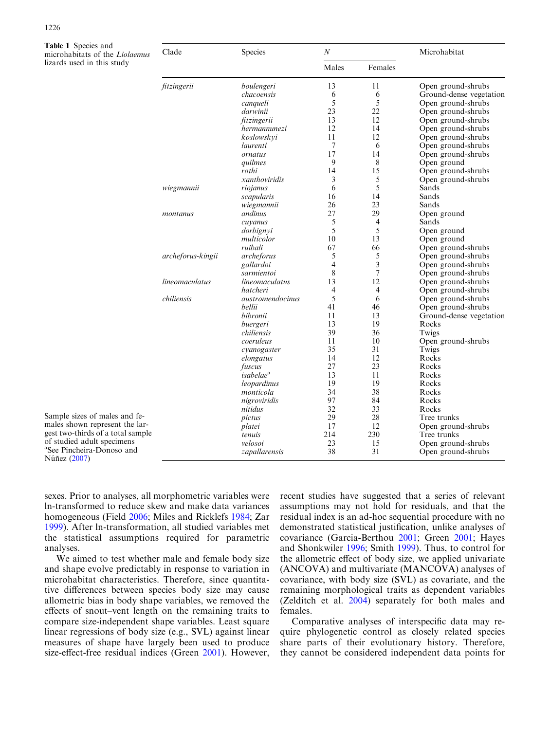**Table 1** Species and microhabitats of the *Liolaemus* lizards used in this study

| Clade | Species | N | | Microhabitat |
|---|---|---|---|---|
| | | Males | Females | |
| *fitzingerii* | *boulengeri* | 13 | 11 | Open ground-shrubs |
| | *chacoensis* | 6 | 6 | Ground-dense vegetation |
| | *canqueli* | 5 | 5 | Open ground-shrubs |
| | *darwinii* | 23 | 22 | Open ground-shrubs |
| | *fitzingerii* | 13 | 12 | Open ground-shrubs |
| | *hermannunezi* | 12 | 14 | Open ground-shrubs |
| | *koslowskyi* | 11 | 12 | Open ground-shrubs |
| | *laurenti* | 7 | 6 | Open ground-shrubs |
| | *ornatus* | 17 | 14 | Open ground-shrubs |
| | *quilmes* | 9 | 8 | Open ground |
| | *rothi* | 14 | 15 | Open ground-shrubs |
| | *xanthoviridis* | 3 | 5 | Open ground-shrubs |
| *wiegmannii* | *riojanus* | 6 | 5 | Sands |
| | *scapularis* | 16 | 14 | Sands |
| | *wiegmannii* | 26 | 23 | Sands |
| *montanus* | *andinus* | 27 | 29 | Open ground |
| | *cuyanus* | 5 | 4 | Sands |
| | *dorbignyi* | 5 | 5 | Open ground |
| | *multicolor* | 10 | 13 | Open ground |
| | *ruibali* | 67 | 66 | Open ground-shrubs |
| *archeforus-kingii* | *archeforus* | 5 | 5 | Open ground-shrubs |
| | *gallardoi* | 4 | 3 | Open ground-shrubs |
| | *sarmientoi* | 8 | 7 | Open ground-shrubs |
| *lineomaculatus* | *lineomaculatus* | 13 | 12 | Open ground-shrubs |
| | *hatcheri* | 4 | 4 | Open ground-shrubs |
| *chiliensis* | *austromendocinus* | 5 | 6 | Open ground-shrubs |
| | *bellii* | 41 | 46 | Open ground-shrubs |
| | *bibronii* | 11 | 13 | Ground-dense vegetation |
| | *buergeri* | 13 | 19 | Rocks |
| | *chiliensis* | 39 | 36 | Twigs |
| | *coeruleus* | 11 | 10 | Open ground-shrubs |
| | *cyanogaster* | 35 | 31 | Twigs |
| | *elongatus* | 14 | 12 | Rocks |
| | *fuscus* | 27 | 23 | Rocks |
| | *isabelae*[a] | 13 | 11 | Rocks |
| | *leopardinus* | 19 | 19 | Rocks |
| | *monticola* | 34 | 38 | Rocks |
| | *nigroviridis* | 97 | 84 | Rocks |
| | *nitidus* | 32 | 33 | Rocks |
| | *pictus* | 29 | 28 | Tree trunks |
| | *platei* | 17 | 12 | Open ground-shrubs |
| | *tenuis* | 214 | 230 | Tree trunks |
| | *velosoi* | 23 | 15 | Open ground-shrubs |
| | *zapallarensis* | 38 | 31 | Open ground-shrubs |

Sample sizes of males and females shown represent the largest two-thirds of a total sample of studied adult specimens

[a]See Pincheira-Donoso and Núñez (2007)

sexes. Prior to analyses, all morphometric variables were ln-transformed to reduce skew and make data variances homogeneous (Field 2006; Miles and Ricklefs 1984; Zar 1999). After ln-transformation, all studied variables met the statistical assumptions required for parametric analyses.

We aimed to test whether male and female body size and shape evolve predictably in response to variation in microhabitat characteristics. Therefore, since quantitative differences between species body size may cause allometric bias in body shape variables, we removed the effects of snout–vent length on the remaining traits to compare size-independent shape variables. Least square linear regressions of body size (e.g., SVL) against linear measures of shape have largely been used to produce size-effect-free residual indices (Green 2001). However, recent studies have suggested that a series of relevant assumptions may not hold for residuals, and that the residual index is an ad-hoc sequential procedure with no demonstrated statistical justification, unlike analyses of covariance (Garcia-Berthou 2001; Green 2001; Hayes and Shonkwiler 1996; Smith 1999). Thus, to control for the allometric effect of body size, we applied univariate (ANCOVA) and multivariate (MANCOVA) analyses of covariance, with body size (SVL) as covariate, and the remaining morphological traits as dependent variables (Zelditch et al. 2004) separately for both males and females.

Comparative analyses of interspecific data may require phylogenetic control as closely related species share parts of their evolutionary history. Therefore, they cannot be considered independent data points for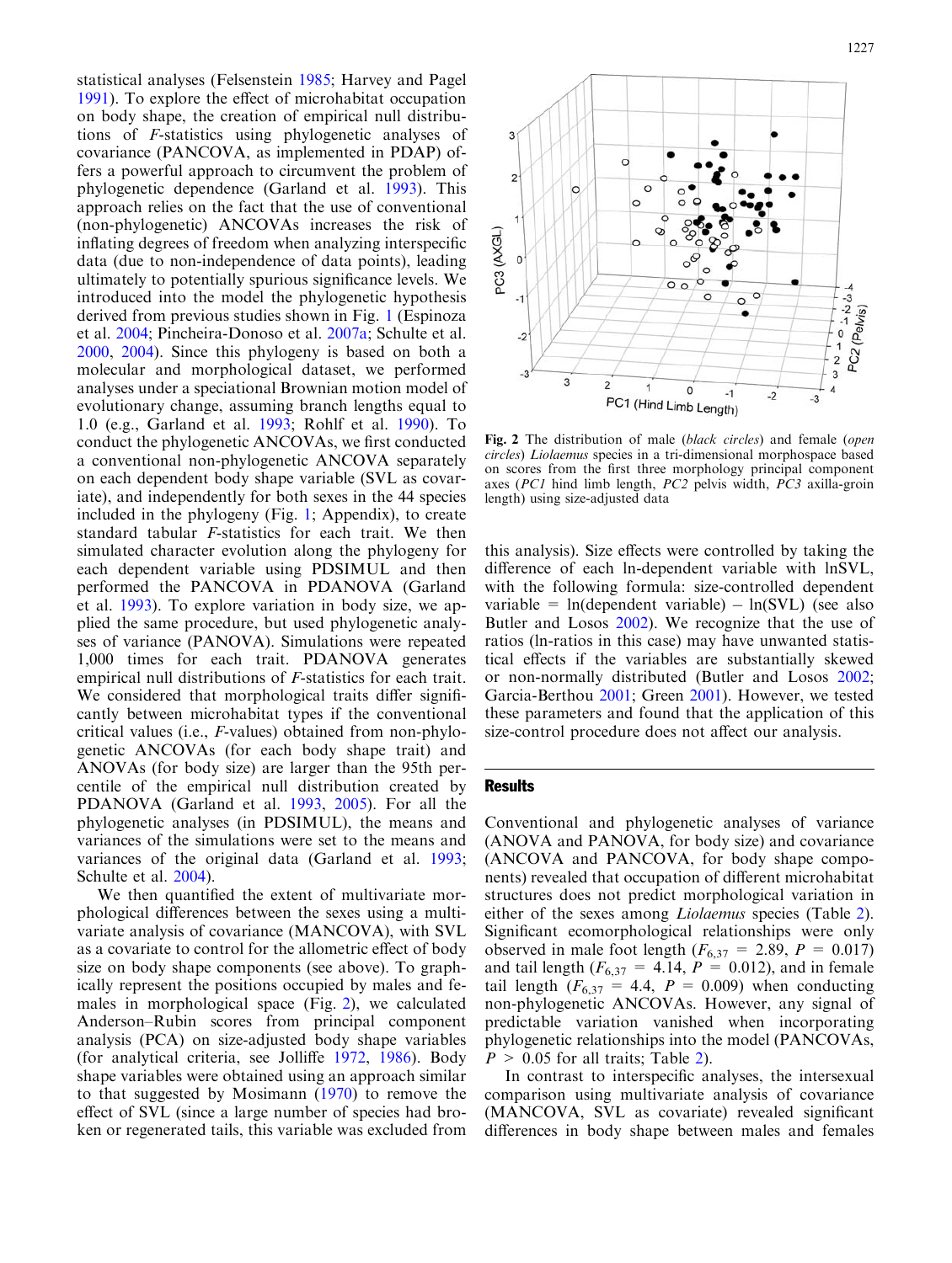statistical analyses (Felsenstein 1985; Harvey and Pagel 1991). To explore the effect of microhabitat occupation on body shape, the creation of empirical null distributions of *F*-statistics using phylogenetic analyses of covariance (PANCOVA, as implemented in PDAP) offers a powerful approach to circumvent the problem of phylogenetic dependence (Garland et al. 1993). This approach relies on the fact that the use of conventional (non-phylogenetic) ANCOVAs increases the risk of inflating degrees of freedom when analyzing interspecific data (due to non-independence of data points), leading ultimately to potentially spurious significance levels. We introduced into the model the phylogenetic hypothesis derived from previous studies shown in Fig. 1 (Espinoza et al. 2004; Pincheira-Donoso et al. 2007a; Schulte et al. 2000, 2004). Since this phylogeny is based on both a molecular and morphological dataset, we performed analyses under a speciational Brownian motion model of evolutionary change, assuming branch lengths equal to 1.0 (e.g., Garland et al. 1993; Rohlf et al. 1990). To conduct the phylogenetic ANCOVAs, we first conducted a conventional non-phylogenetic ANCOVA separately on each dependent body shape variable (SVL as covariate), and independently for both sexes in the 44 species included in the phylogeny (Fig. 1; Appendix), to create standard tabular *F*-statistics for each trait. We then simulated character evolution along the phylogeny for each dependent variable using PDSIMUL and then performed the PANCOVA in PDANOVA (Garland et al. 1993). To explore variation in body size, we applied the same procedure, but used phylogenetic analyses of variance (PANOVA). Simulations were repeated 1,000 times for each trait. PDANOVA generates empirical null distributions of *F*-statistics for each trait. We considered that morphological traits differ significantly between microhabitat types if the conventional critical values (i.e., *F*-values) obtained from non-phylogenetic ANCOVAs (for each body shape trait) and ANOVAs (for body size) are larger than the 95th percentile of the empirical null distribution created by PDANOVA (Garland et al. 1993, 2005). For all the phylogenetic analyses (in PDSIMUL), the means and variances of the simulations were set to the means and variances of the original data (Garland et al. 1993; Schulte et al. 2004).

We then quantified the extent of multivariate morphological differences between the sexes using a multivariate analysis of covariance (MANCOVA), with SVL as a covariate to control for the allometric effect of body size on body shape components (see above). To graphically represent the positions occupied by males and females in morphological space (Fig. 2), we calculated Anderson–Rubin scores from principal component analysis (PCA) on size-adjusted body shape variables (for analytical criteria, see Jolliffe 1972, 1986). Body shape variables were obtained using an approach similar to that suggested by Mosimann (1970) to remove the effect of SVL (since a large number of species had broken or regenerated tails, this variable was excluded from this analysis). Size effects were controlled by taking the difference of each ln-dependent variable with lnSVL, with the following formula: size-controlled dependent variable = ln(dependent variable) − ln(SVL) (see also Butler and Losos 2002). We recognize that the use of ratios (ln-ratios in this case) may have unwanted statistical effects if the variables are substantially skewed or non-normally distributed (Butler and Losos 2002; Garcia-Berthou 2001; Green 2001). However, we tested these parameters and found that the application of this size-control procedure does not affect our analysis.

**Fig. 2** The distribution of male (*black circles*) and female (*open circles*) *Liolaemus* species in a tri-dimensional morphospace based on scores from the first three morphology principal component axes (*PC1* hind limb length, *PC2* pelvis width, *PC3* axilla-groin length) using size-adjusted data

## Results

Conventional and phylogenetic analyses of variance (ANOVA and PANOVA, for body size) and covariance (ANCOVA and PANCOVA, for body shape components) revealed that occupation of different microhabitat structures does not predict morphological variation in either of the sexes among *Liolaemus* species (Table 2). Significant ecomorphological relationships were only observed in male foot length ($F_{6,37}$ = 2.89, $P$ = 0.017) and tail length ($F_{6,37}$ = 4.14, $P$ = 0.012), and in female tail length ($F_{6,37}$ = 4.4, $P$ = 0.009) when conducting non-phylogenetic ANCOVAs. However, any signal of predictable variation vanished when incorporating phylogenetic relationships into the model (PANCOVAs, $P$ > 0.05 for all traits; Table 2).

In contrast to interspecific analyses, the intersexual comparison using multivariate analysis of covariance (MANCOVA, SVL as covariate) revealed significant differences in body shape between males and females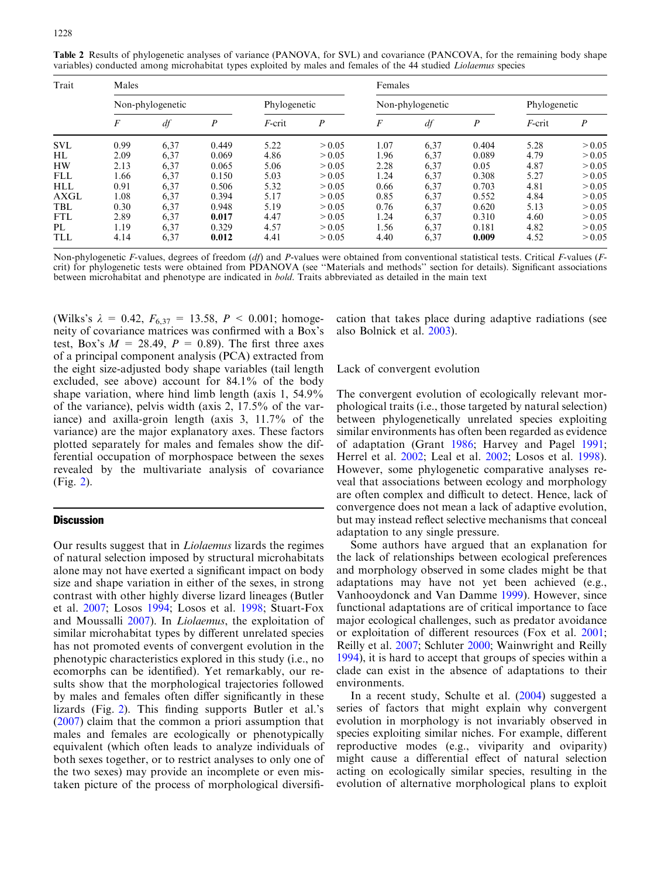Table 2 Results of phylogenetic analyses of variance (PANOVA, for SVL) and covariance (PANCOVA, for the remaining body shape variables) conducted among microhabitat types exploited by males and females of the 44 studied *Liolaemus* species

| Trait | Males | | | | | Females | | | | |
|---|---|---|---|---|---|---|---|---|---|---|
| | Non-phylogenetic | | | Phylogenetic | | Non-phylogenetic | | | Phylogenetic | |
| | *F* | *df* | *P* | *F*-crit | *P* | *F* | *df* | *P* | *F*-crit | *P* |
| SVL | 0.99 | 6,37 | 0.449 | 5.22 | > 0.05 | 1.07 | 6,37 | 0.404 | 5.28 | > 0.05 |
| HL | 2.09 | 6,37 | 0.069 | 4.86 | > 0.05 | 1.96 | 6,37 | 0.089 | 4.79 | > 0.05 |
| HW | 2.13 | 6,37 | 0.065 | 5.06 | > 0.05 | 2.28 | 6,37 | 0.05 | 4.87 | > 0.05 |
| FLL | 1.66 | 6,37 | 0.150 | 5.03 | > 0.05 | 1.24 | 6,37 | 0.308 | 5.27 | > 0.05 |
| HLL | 0.91 | 6,37 | 0.506 | 5.32 | > 0.05 | 0.66 | 6,37 | 0.703 | 4.81 | > 0.05 |
| AXGL | 1.08 | 6,37 | 0.394 | 5.17 | > 0.05 | 0.85 | 6,37 | 0.552 | 4.84 | > 0.05 |
| TBL | 0.30 | 6,37 | 0.948 | 5.19 | > 0.05 | 0.76 | 6,37 | 0.620 | 5.13 | > 0.05 |
| FTL | 2.89 | 6,37 | **0.017** | 4.47 | > 0.05 | 1.24 | 6,37 | 0.310 | 4.60 | > 0.05 |
| PL | 1.19 | 6,37 | 0.329 | 4.57 | > 0.05 | 1.56 | 6,37 | 0.181 | 4.82 | > 0.05 |
| TLL | 4.14 | 6,37 | **0.012** | 4.41 | > 0.05 | 4.40 | 6,37 | **0.009** | 4.52 | > 0.05 |

Non-phylogenetic *F*-values, degrees of freedom (*df*) and *P*-values were obtained from conventional statistical tests. Critical *F*-values (*F*-crit) for phylogenetic tests were obtained from PDANOVA (see "Materials and methods" section for details). Significant associations between microhabitat and phenotype are indicated in **bold**. Traits abbreviated as detailed in the main text

(Wilks's $\lambda$ = 0.42, $F_{6,37}$ = 13.58, $P$ < 0.001; homogeneity of covariance matrices was confirmed with a Box's test, Box's $M$ = 28.49, $P$ = 0.89). The first three axes of a principal component analysis (PCA) extracted from the eight size-adjusted body shape variables (tail length excluded, see above) account for 84.1% of the body shape variation, where hind limb length (axis 1, 54.9% of the variance), pelvis width (axis 2, 17.5% of the variance) and axilla-groin length (axis 3, 11.7% of the variance) are the major explanatory axes. These factors plotted separately for males and females show the differential occupation of morphospace between the sexes revealed by the multivariate analysis of covariance (Fig. 2).

## Discussion

Our results suggest that in *Liolaemus* lizards the regimes of natural selection imposed by structural microhabitats alone may not have exerted a significant impact on body size and shape variation in either of the sexes, in strong contrast with other highly diverse lizard lineages (Butler et al. 2007; Losos 1994; Losos et al. 1998; Stuart-Fox and Moussalli 2007). In *Liolaemus*, the exploitation of similar microhabitat types by different unrelated species has not promoted events of convergent evolution in the phenotypic characteristics explored in this study (i.e., no ecomorphs can be identified). Yet remarkably, our results show that the morphological trajectories followed by males and females often differ significantly in these lizards (Fig. 2). This finding supports Butler et al.'s (2007) claim that the common a priori assumption that males and females are ecologically or phenotypically equivalent (which often leads to analyze individuals of both sexes together, or to restrict analyses to only one of the two sexes) may provide an incomplete or even mistaken picture of the process of morphological diversification that takes place during adaptive radiations (see also Bolnick et al. 2003).

### Lack of convergent evolution

The convergent evolution of ecologically relevant morphological traits (i.e., those targeted by natural selection) between phylogenetically unrelated species exploiting similar environments has often been regarded as evidence of adaptation (Grant 1986; Harvey and Pagel 1991; Herrel et al. 2002; Leal et al. 2002; Losos et al. 1998). However, some phylogenetic comparative analyses reveal that associations between ecology and morphology are often complex and difficult to detect. Hence, lack of convergence does not mean a lack of adaptive evolution, but may instead reflect selective mechanisms that conceal adaptation to any single pressure.

Some authors have argued that an explanation for the lack of relationships between ecological preferences and morphology observed in some clades might be that adaptations may have not yet been achieved (e.g., Vanhooydonck and Van Damme 1999). However, since functional adaptations are of critical importance to face major ecological challenges, such as predator avoidance or exploitation of different resources (Fox et al. 2001; Reilly et al. 2007; Schluter 2000; Wainwright and Reilly 1994), it is hard to accept that groups of species within a clade can exist in the absence of adaptations to their environments.

In a recent study, Schulte et al. (2004) suggested a series of factors that might explain why convergent evolution in morphology is not invariably observed in species exploiting similar niches. For example, different reproductive modes (e.g., viviparity and oviparity) might cause a differential effect of natural selection acting on ecologically similar species, resulting in the evolution of alternative morphological plans to exploit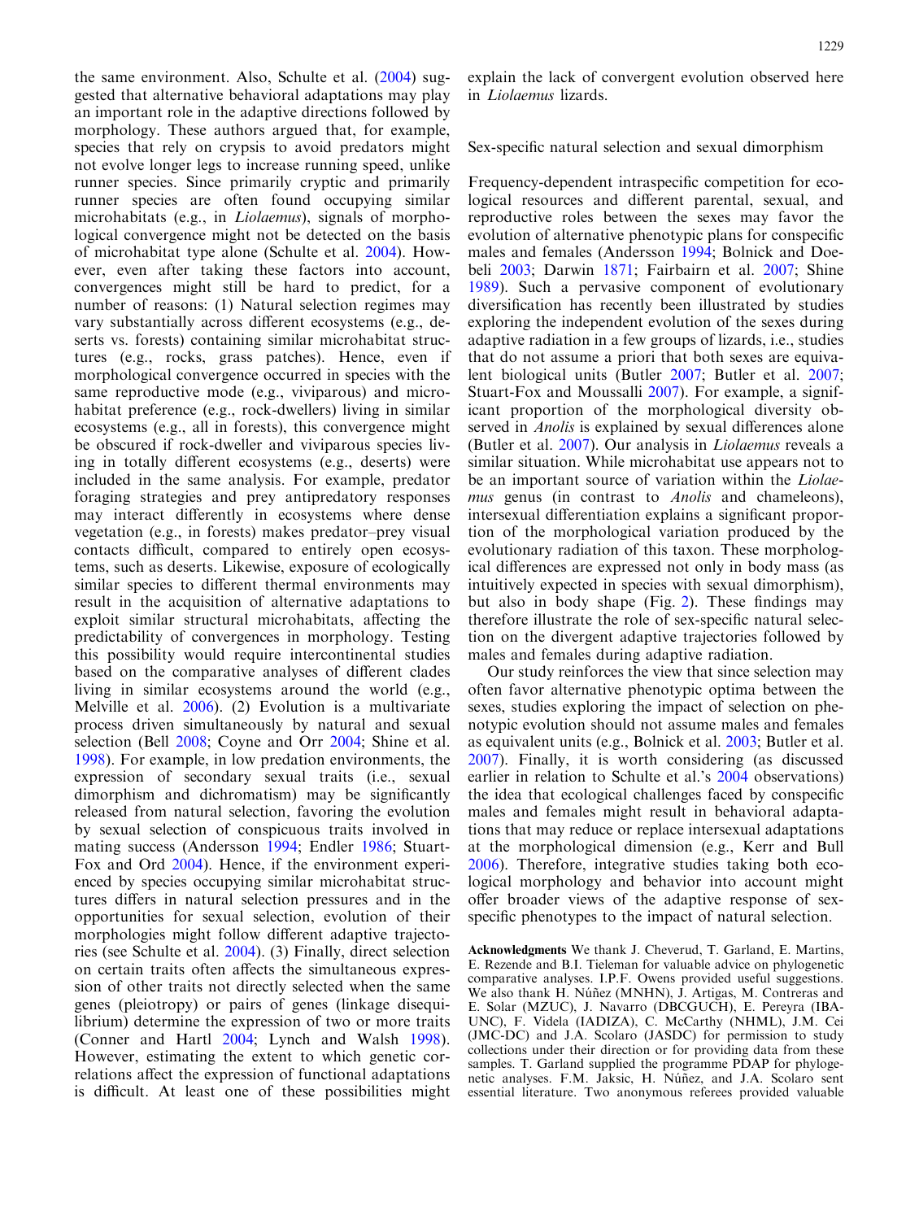the same environment. Also, Schulte et al. (2004) suggested that alternative behavioral adaptations may play an important role in the adaptive directions followed by morphology. These authors argued that, for example, species that rely on crypsis to avoid predators might not evolve longer legs to increase running speed, unlike runner species. Since primarily cryptic and primarily runner species are often found occupying similar microhabitats (e.g., in *Liolaemus*), signals of morphological convergence might not be detected on the basis of microhabitat type alone (Schulte et al. 2004). However, even after taking these factors into account, convergences might still be hard to predict, for a number of reasons: (1) Natural selection regimes may vary substantially across different ecosystems (e.g., deserts vs. forests) containing similar microhabitat structures (e.g., rocks, grass patches). Hence, even if morphological convergence occurred in species with the same reproductive mode (e.g., viviparous) and microhabitat preference (e.g., rock-dwellers) living in similar ecosystems (e.g., all in forests), this convergence might be obscured if rock-dweller and viviparous species living in totally different ecosystems (e.g., deserts) were included in the same analysis. For example, predator foraging strategies and prey antipredatory responses may interact differently in ecosystems where dense vegetation (e.g., in forests) makes predator–prey visual contacts difficult, compared to entirely open ecosystems, such as deserts. Likewise, exposure of ecologically similar species to different thermal environments may result in the acquisition of alternative adaptations to exploit similar structural microhabitats, affecting the predictability of convergences in morphology. Testing this possibility would require intercontinental studies based on the comparative analyses of different clades living in similar ecosystems around the world (e.g., Melville et al. 2006). (2) Evolution is a multivariate process driven simultaneously by natural and sexual selection (Bell 2008; Coyne and Orr 2004; Shine et al. 1998). For example, in low predation environments, the expression of secondary sexual traits (i.e., sexual dimorphism and dichromatism) may be significantly released from natural selection, favoring the evolution by sexual selection of conspicuous traits involved in mating success (Andersson 1994; Endler 1986; Stuart-Fox and Ord 2004). Hence, if the environment experienced by species occupying similar microhabitat structures differs in natural selection pressures and in the opportunities for sexual selection, evolution of their morphologies might follow different adaptive trajectories (see Schulte et al. 2004). (3) Finally, direct selection on certain traits often affects the simultaneous expression of other traits not directly selected when the same genes (pleiotropy) or pairs of genes (linkage disequilibrium) determine the expression of two or more traits (Conner and Hartl 2004; Lynch and Walsh 1998). However, estimating the extent to which genetic correlations affect the expression of functional adaptations is difficult. At least one of these possibilities might explain the lack of convergent evolution observed here in *Liolaemus* lizards.

## Sex-specific natural selection and sexual dimorphism

Frequency-dependent intraspecific competition for ecological resources and different parental, sexual, and reproductive roles between the sexes may favor the evolution of alternative phenotypic plans for conspecific males and females (Andersson 1994; Bolnick and Doebeli 2003; Darwin 1871; Fairbairn et al. 2007; Shine 1989). Such a pervasive component of evolutionary diversification has recently been illustrated by studies exploring the independent evolution of the sexes during adaptive radiation in a few groups of lizards, i.e., studies that do not assume a priori that both sexes are equivalent biological units (Butler 2007; Butler et al. 2007; Stuart-Fox and Moussalli 2007). For example, a significant proportion of the morphological diversity observed in *Anolis* is explained by sexual differences alone (Butler et al. 2007). Our analysis in *Liolaemus* reveals a similar situation. While microhabitat use appears not to be an important source of variation within the *Liolaemus* genus (in contrast to *Anolis* and chameleons), intersexual differentiation explains a significant proportion of the morphological variation produced by the evolutionary radiation of this taxon. These morphological differences are expressed not only in body mass (as intuitively expected in species with sexual dimorphism), but also in body shape (Fig. 2). These findings may therefore illustrate the role of sex-specific natural selection on the divergent adaptive trajectories followed by males and females during adaptive radiation.

Our study reinforces the view that since selection may often favor alternative phenotypic optima between the sexes, studies exploring the impact of selection on phenotypic evolution should not assume males and females as equivalent units (e.g., Bolnick et al. 2003; Butler et al. 2007). Finally, it is worth considering (as discussed earlier in relation to Schulte et al.'s 2004 observations) the idea that ecological challenges faced by conspecific males and females might result in behavioral adaptations that may reduce or replace intersexual adaptations at the morphological dimension (e.g., Kerr and Bull 2006). Therefore, integrative studies taking both ecological morphology and behavior into account might offer broader views of the adaptive response of sex-specific phenotypes to the impact of natural selection.

**Acknowledgments** We thank J. Cheverud, T. Garland, E. Martins, E. Rezende and B.I. Tieleman for valuable advice on phylogenetic comparative analyses. I.P.F. Owens provided useful suggestions. We also thank H. Núñez (MNHN), J. Artigas, M. Contreras and E. Solar (MZUC), J. Navarro (DBCGUCH), E. Pereyra (IBA-UNC), F. Videla (IADIZA), C. McCarthy (NHML), J.M. Cei (JMC-DC) and J.A. Scolaro (JASDC) for permission to study collections under their direction or for providing data from these samples. T. Garland supplied the programme PDAP for phylogenetic analyses. F.M. Jaksic, H. Núñez, and J.A. Scolaro sent essential literature. Two anonymous referees provided valuable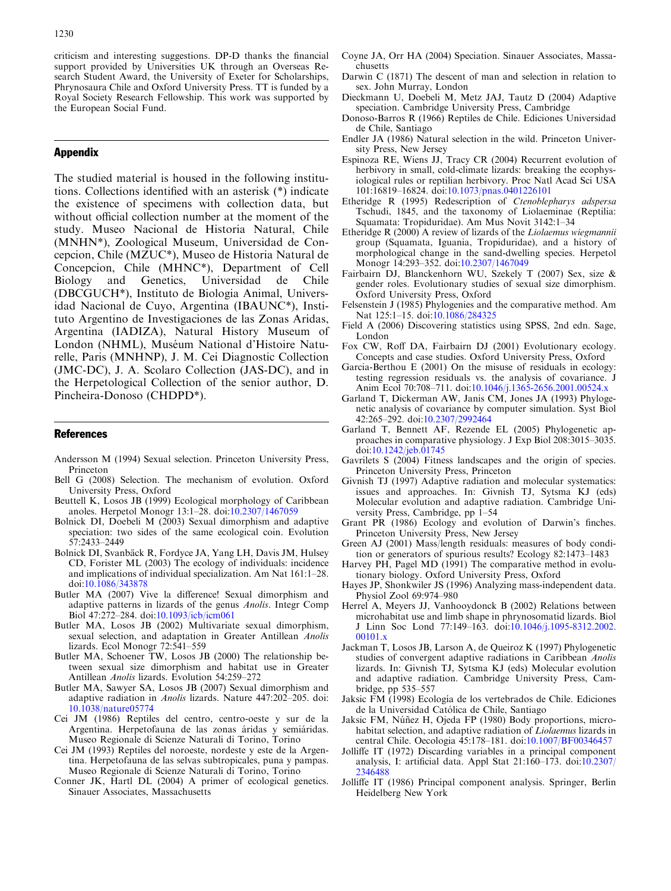criticism and interesting suggestions. DP-D thanks the financial support provided by Universities UK through an Overseas Research Student Award, the University of Exeter for Scholarships, Phrynosaura Chile and Oxford University Press. TT is funded by a Royal Society Research Fellowship. This work was supported by the European Social Fund.

## Appendix

The studied material is housed in the following institutions. Collections identified with an asterisk (*) indicate the existence of specimens with collection data, but without official collection number at the moment of the study. Museo Nacional de Historia Natural, Chile (MNHN*), Zoological Museum, Universidad de Concepcion, Chile (MZUC*), Museo de Historia Natural de Concepcion, Chile (MHNC*), Department of Cell Biology and Genetics, Universidad de Chile (DBCGUCH*), Instituto de Biologia Animal, Universidad Nacional de Cuyo, Argentina (IBAUNC*), Instituto Argentino de Investigaciones de las Zonas Aridas, Argentina (IADIZA), Natural History Museum of London (NHML), Muséum National d'Histoire Naturelle, Paris (MNHNP), J. M. Cei Diagnostic Collection (JMC-DC), J. A. Scolaro Collection (JAS-DC), and in the Herpetological Collection of the senior author, D. Pincheira-Donoso (CHDPD*).

## References

Andersson M (1994) Sexual selection. Princeton University Press, Princeton

Bell G (2008) Selection. The mechanism of evolution. Oxford University Press, Oxford

Beuttell K, Losos JB (1999) Ecological morphology of Caribbean anoles. Herpetol Monogr 13:1–28. doi:10.2307/1467059

Bolnick DI, Doebeli M (2003) Sexual dimorphism and adaptive speciation: two sides of the same ecological coin. Evolution 57:2433–2449

Bolnick DI, Svanbäck R, Fordyce JA, Yang LH, Davis JM, Hulsey CD, Forister ML (2003) The ecology of individuals: incidence and implications of individual specialization. Am Nat 161:1–28. doi:10.1086/343878

Butler MA (2007) Vive la difference! Sexual dimorphism and adaptive patterns in lizards of the genus *Anolis*. Integr Comp Biol 47:272–284. doi:10.1093/icb/icm061

Butler MA, Losos JB (2002) Multivariate sexual dimorphism, sexual selection, and adaptation in Greater Antillean *Anolis* lizards. Ecol Monogr 72:541–559

Butler MA, Schoener TW, Losos JB (2000) The relationship between sexual size dimorphism and habitat use in Greater Antillean *Anolis* lizards. Evolution 54:259–272

Butler MA, Sawyer SA, Losos JB (2007) Sexual dimorphism and adaptive radiation in *Anolis* lizards. Nature 447:202–205. doi:10.1038/nature05774

Cei JM (1986) Reptiles del centro, centro-oeste y sur de la Argentina. Herpetofauna de las zonas áridas y semiáridas. Museo Regionale di Scienze Naturali di Torino, Torino

Cei JM (1993) Reptiles del noroeste, nordeste y este de la Argentina. Herpetofauna de las selvas subtropicales, puna y pampas. Museo Regionale di Scienze Naturali di Torino, Torino

Conner JK, Hartl DL (2004) A primer of ecological genetics. Sinauer Associates, Massachusetts

Coyne JA, Orr HA (2004) Speciation. Sinauer Associates, Massachusetts

Darwin C (1871) The descent of man and selection in relation to sex. John Murray, London

Dieckmann U, Doebeli M, Metz JAJ, Tautz D (2004) Adaptive speciation. Cambridge University Press, Cambridge

Donoso-Barros R (1966) Reptiles de Chile. Ediciones Universidad de Chile, Santiago

Endler JA (1986) Natural selection in the wild. Princeton University Press, New Jersey

Espinoza RE, Wiens JJ, Tracy CR (2004) Recurrent evolution of herbivory in small, cold-climate lizards: breaking the ecophysiological rules or reptilian herbivory. Proc Natl Acad Sci USA 101:16819–16824. doi:10.1073/pnas.0401226101

Etheridge R (1995) Redescription of *Ctenoblepharys adspersa* Tschudi, 1845, and the taxonomy of Liolaeminae (Reptilia: Squamata: Tropiduridae). Am Mus Novit 3142:1–34

Etheridge R (2000) A review of lizards of the *Liolaemus wiegmannii* group (Squamata, Iguania, Tropiduridae), and a history of morphological change in the sand-dwelling species. Herpetol Monogr 14:293–352. doi:10.2307/1467049

Fairbairn DJ, Blanckenhorn WU, Szekely T (2007) Sex, size & gender roles. Evolutionary studies of sexual size dimorphism. Oxford University Press, Oxford

Felsenstein J (1985) Phylogenies and the comparative method. Am Nat 125:1–15. doi:10.1086/284325

Field A (2006) Discovering statistics using SPSS, 2nd edn. Sage, London

Fox CW, Roff DA, Fairbairn DJ (2001) Evolutionary ecology. Concepts and case studies. Oxford University Press, Oxford

Garcia-Berthou E (2001) On the misuse of residuals in ecology: testing regression residuals vs. the analysis of covariance. J Anim Ecol 70:708–711. doi:10.1046/j.1365-2656.2001.00524.x

Garland T, Dickerman AW, Janis CM, Jones JA (1993) Phylogenetic analysis of covariance by computer simulation. Syst Biol 42:265–292. doi:10.2307/2992464

Garland T, Bennett AF, Rezende EL (2005) Phylogenetic approaches in comparative physiology. J Exp Biol 208:3015–3035. doi:10.1242/jeb.01745

Gavrilets S (2004) Fitness landscapes and the origin of species. Princeton University Press, Princeton

Givnish TJ (1997) Adaptive radiation and molecular systematics: issues and approaches. In: Givnish TJ, Sytsma KJ (eds) Molecular evolution and adaptive radiation. Cambridge University Press, Cambridge, pp 1–54

Grant PR (1986) Ecology and evolution of Darwin's finches. Princeton University Press, New Jersey

Green AJ (2001) Mass/length residuals: measures of body condition or generators of spurious results? Ecology 82:1473–1483

Harvey PH, Pagel MD (1991) The comparative method in evolutionary biology. Oxford University Press, Oxford

Hayes JP, Shonkwiler JS (1996) Analyzing mass-independent data. Physiol Zool 69:974–980

Herrel A, Meyers JJ, Vanhooydonck B (2002) Relations between microhabitat use and limb shape in phrynosomatid lizards. Biol J Linn Soc Lond 77:149–163. doi:10.1046/j.1095-8312.2002.00101.x

Jackman T, Losos JB, Larson A, de Queiroz K (1997) Phylogenetic studies of convergent adaptive radiations in Caribbean *Anolis* lizards. In: Givnish TJ, Sytsma KJ (eds) Molecular evolution and adaptive radiation. Cambridge University Press, Cambridge, pp 535–557

Jaksic FM (1998) Ecología de los vertebrados de Chile. Ediciones de la Universidad Católica de Chile, Santiago

Jaksic FM, Núñez H, Ojeda FP (1980) Body proportions, microhabitat selection, and adaptive radiation of *Liolaemus* lizards in central Chile. Oecologia 45:178–181. doi:10.1007/BF00346457

Jolliffe IT (1972) Discarding variables in a principal component analysis, I: artificial data. Appl Stat 21:160–173. doi:10.2307/2346488

Jolliffe IT (1986) Principal component analysis. Springer, Berlin Heidelberg New York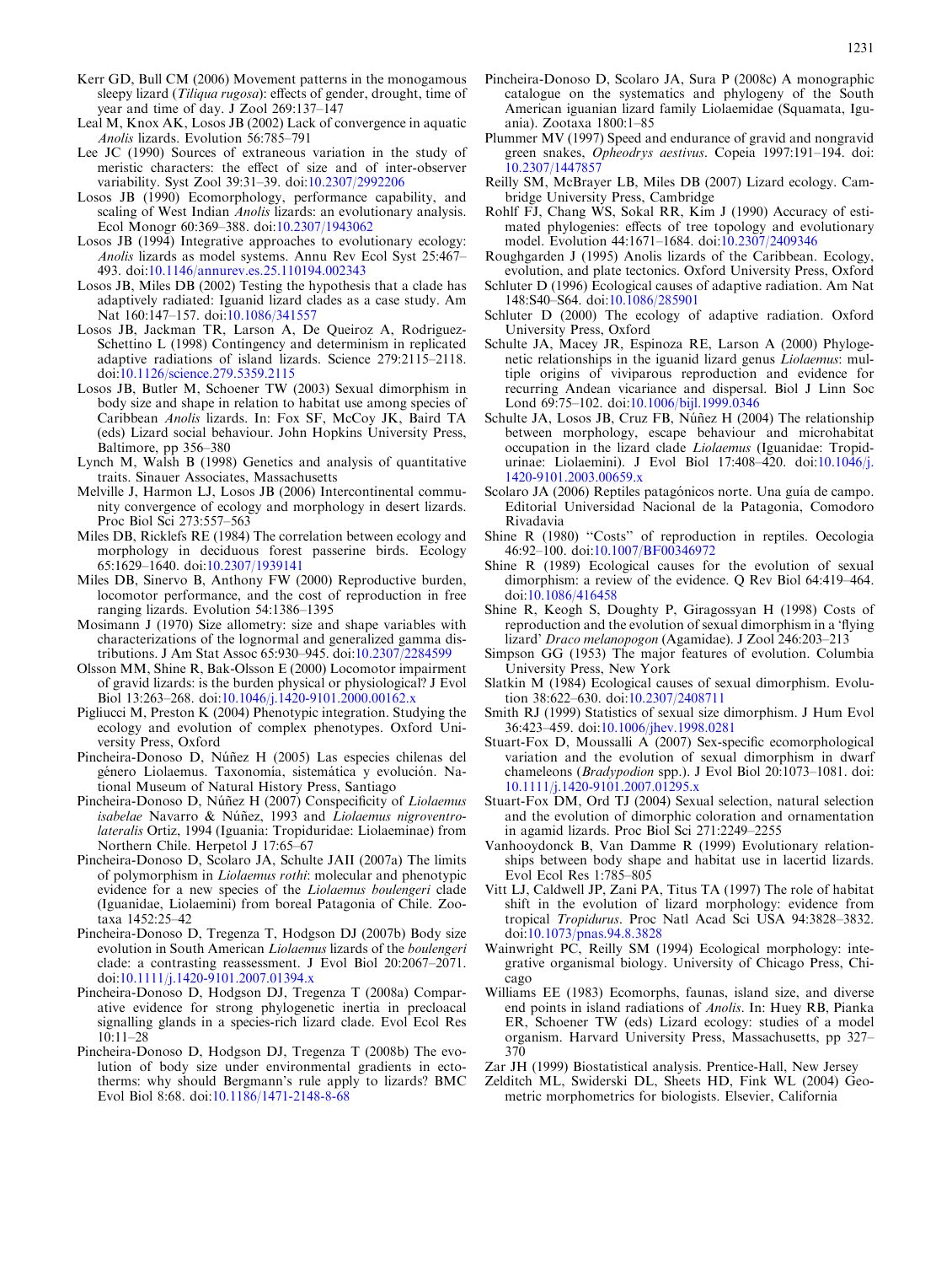Kerr GD, Bull CM (2006) Movement patterns in the monogamous sleepy lizard (*Tiliqua rugosa*): effects of gender, drought, time of year and time of day. J Zool 269:137–147

Leal M, Knox AK, Losos JB (2002) Lack of convergence in aquatic *Anolis* lizards. Evolution 56:785–791

Lee JC (1990) Sources of extraneous variation in the study of meristic characters: the effect of size and of inter-observer variability. Syst Zool 39:31–39. doi:10.2307/2992206

Losos JB (1990) Ecomorphology, performance capability, and scaling of West Indian *Anolis* lizards: an evolutionary analysis. Ecol Monogr 60:369–388. doi:10.2307/1943062

Losos JB (1994) Integrative approaches to evolutionary ecology: *Anolis* lizards as model systems. Annu Rev Ecol Syst 25:467–493. doi:10.1146/annurev.es.25.110194.002343

Losos JB, Miles DB (2002) Testing the hypothesis that a clade has adaptively radiated: Iguanid lizard clades as a case study. Am Nat 160:147–157. doi:10.1086/341557

Losos JB, Jackman TR, Larson A, De Queiroz A, Rodriguez-Schettino L (1998) Contingency and determinism in replicated adaptive radiations of island lizards. Science 279:2115–2118. doi:10.1126/science.279.5359.2115

Losos JB, Butler M, Schoener TW (2003) Sexual dimorphism in body size and shape in relation to habitat use among species of Caribbean *Anolis* lizards. In: Fox SF, McCoy JK, Baird TA (eds) Lizard social behaviour. John Hopkins University Press, Baltimore, pp 356–380

Lynch M, Walsh B (1998) Genetics and analysis of quantitative traits. Sinauer Associates, Massachusetts

Melville J, Harmon LJ, Losos JB (2006) Intercontinental community convergence of ecology and morphology in desert lizards. Proc Biol Sci 273:557–563

Miles DB, Ricklefs RE (1984) The correlation between ecology and morphology in deciduous forest passerine birds. Ecology 65:1629–1640. doi:10.2307/1939141

Miles DB, Sinervo B, Anthony FW (2000) Reproductive burden, locomotor performance, and the cost of reproduction in free ranging lizards. Evolution 54:1386–1395

Mosimann J (1970) Size allometry: size and shape variables with characterizations of the lognormal and generalized gamma distributions. J Am Stat Assoc 65:930–945. doi:10.2307/2284599

Olsson MM, Shine R, Bak-Olsson E (2000) Locomotor impairment of gravid lizards: is the burden physical or physiological? J Evol Biol 13:263–268. doi:10.1046/j.1420-9101.2000.00162.x

Pigliucci M, Preston K (2004) Phenotypic integration. Studying the ecology and evolution of complex phenotypes. Oxford University Press, Oxford

Pincheira-Donoso D, Núñez H (2005) Las especies chilenas del género Liolaemus. Taxonomía, sistemática y evolución. National Museum of Natural History Press, Santiago

Pincheira-Donoso D, Núñez H (2007) Conspecificity of *Liolaemus isabelae* Navarro & Núñez, 1993 and *Liolaemus nigroventrolateralis* Ortiz, 1994 (Iguania: Tropiduridae: Liolaeminae) from Northern Chile. Herpetol J 17:65–67

Pincheira-Donoso D, Scolaro JA, Schulte JAII (2007a) The limits of polymorphism in *Liolaemus rothi*: molecular and phenotypic evidence for a new species of the *Liolaemus boulengeri* clade (Iguanidae, Liolaemini) from boreal Patagonia of Chile. Zootaxa 1452:25–42

Pincheira-Donoso D, Tregenza T, Hodgson DJ (2007b) Body size evolution in South American *Liolaemus* lizards of the *boulengeri* clade: a contrasting reassessment. J Evol Biol 20:2067–2071. doi:10.1111/j.1420-9101.2007.01394.x

Pincheira-Donoso D, Hodgson DJ, Tregenza T (2008a) Comparative evidence for strong phylogenetic inertia in precloacal signalling glands in a species-rich lizard clade. Evol Ecol Res 10:11–28

Pincheira-Donoso D, Hodgson DJ, Tregenza T (2008b) The evolution of body size under environmental gradients in ectotherms: why should Bergmann's rule apply to lizards? BMC Evol Biol 8:68. doi:10.1186/1471-2148-8-68

Pincheira-Donoso D, Scolaro JA, Sura P (2008c) A monographic catalogue on the systematics and phylogeny of the South American iguanian lizard family Liolaemidae (Squamata, Iguania). Zootaxa 1800:1–85

Plummer MV (1997) Speed and endurance of gravid and nongravid green snakes, *Opheodrys aestivus*. Copeia 1997:191–194. doi:10.2307/1447857

Reilly SM, McBrayer LB, Miles DB (2007) Lizard ecology. Cambridge University Press, Cambridge

Rohlf FJ, Chang WS, Sokal RR, Kim J (1990) Accuracy of estimated phylogenies: effects of tree topology and evolutionary model. Evolution 44:1671–1684. doi:10.2307/2409346

Roughgarden J (1995) Anolis lizards of the Caribbean. Ecology, evolution, and plate tectonics. Oxford University Press, Oxford

Schluter D (1996) Ecological causes of adaptive radiation. Am Nat 148:S40–S64. doi:10.1086/285901

Schluter D (2000) The ecology of adaptive radiation. Oxford University Press, Oxford

Schulte JA, Macey JR, Espinoza RE, Larson A (2000) Phylogenetic relationships in the iguanid lizard genus *Liolaemus*: multiple origins of viviparous reproduction and evidence for recurring Andean vicariance and dispersal. Biol J Linn Soc Lond 69:75–102. doi:10.1006/bijl.1999.0346

Schulte JA, Losos JB, Cruz FB, Núñez H (2004) The relationship between morphology, escape behaviour and microhabitat occupation in the lizard clade *Liolaemus* (Iguanidae: Tropidurinae: Liolaemini). J Evol Biol 17:408–420. doi:10.1046/j.1420-9101.2003.00659.x

Scolaro JA (2006) Reptiles patagónicos norte. Una guía de campo. Editorial Universidad Nacional de la Patagonia, Comodoro Rivadavia

Shine R (1980) "Costs" of reproduction in reptiles. Oecologia 46:92–100. doi:10.1007/BF00346972

Shine R (1989) Ecological causes for the evolution of sexual dimorphism: a review of the evidence. Q Rev Biol 64:419–464. doi:10.1086/416458

Shine R, Keogh S, Doughty P, Giragossyan H (1998) Costs of reproduction and the evolution of sexual dimorphism in a 'flying lizard' *Draco melanopogon* (Agamidae). J Zool 246:203–213

Simpson GG (1953) The major features of evolution. Columbia University Press, New York

Slatkin M (1984) Ecological causes of sexual dimorphism. Evolution 38:622–630. doi:10.2307/2408711

Smith RJ (1999) Statistics of sexual size dimorphism. J Hum Evol 36:423–459. doi:10.1006/jhev.1998.0281

Stuart-Fox D, Moussalli A (2007) Sex-specific ecomorphological variation and the evolution of sexual dimorphism in dwarf chameleons (*Bradypodion* spp.). J Evol Biol 20:1073–1081. doi:10.1111/j.1420-9101.2007.01295.x

Stuart-Fox DM, Ord TJ (2004) Sexual selection, natural selection and the evolution of dimorphic coloration and ornamentation in agamid lizards. Proc Biol Sci 271:2249–2255

Vanhooydonck B, Van Damme R (1999) Evolutionary relationships between body shape and habitat use in lacertid lizards. Evol Ecol Res 1:785–805

Vitt LJ, Caldwell JP, Zani PA, Titus TA (1997) The role of habitat shift in the evolution of lizard morphology: evidence from tropical *Tropidurus*. Proc Natl Acad Sci USA 94:3828–3832. doi:10.1073/pnas.94.8.3828

Wainwright PC, Reilly SM (1994) Ecological morphology: integrative organismal biology. University of Chicago Press, Chicago

Williams EE (1983) Ecomorphs, faunas, island size, and diverse end points in island radiations of *Anolis*. In: Huey RB, Pianka ER, Schoener TW (eds) Lizard ecology: studies of a model organism. Harvard University Press, Massachusetts, pp 327–370

Zar JH (1999) Biostatistical analysis. Prentice-Hall, New Jersey

Zelditch ML, Swiderski DL, Sheets HD, Fink WL (2004) Geometric morphometrics for biologists. Elsevier, California